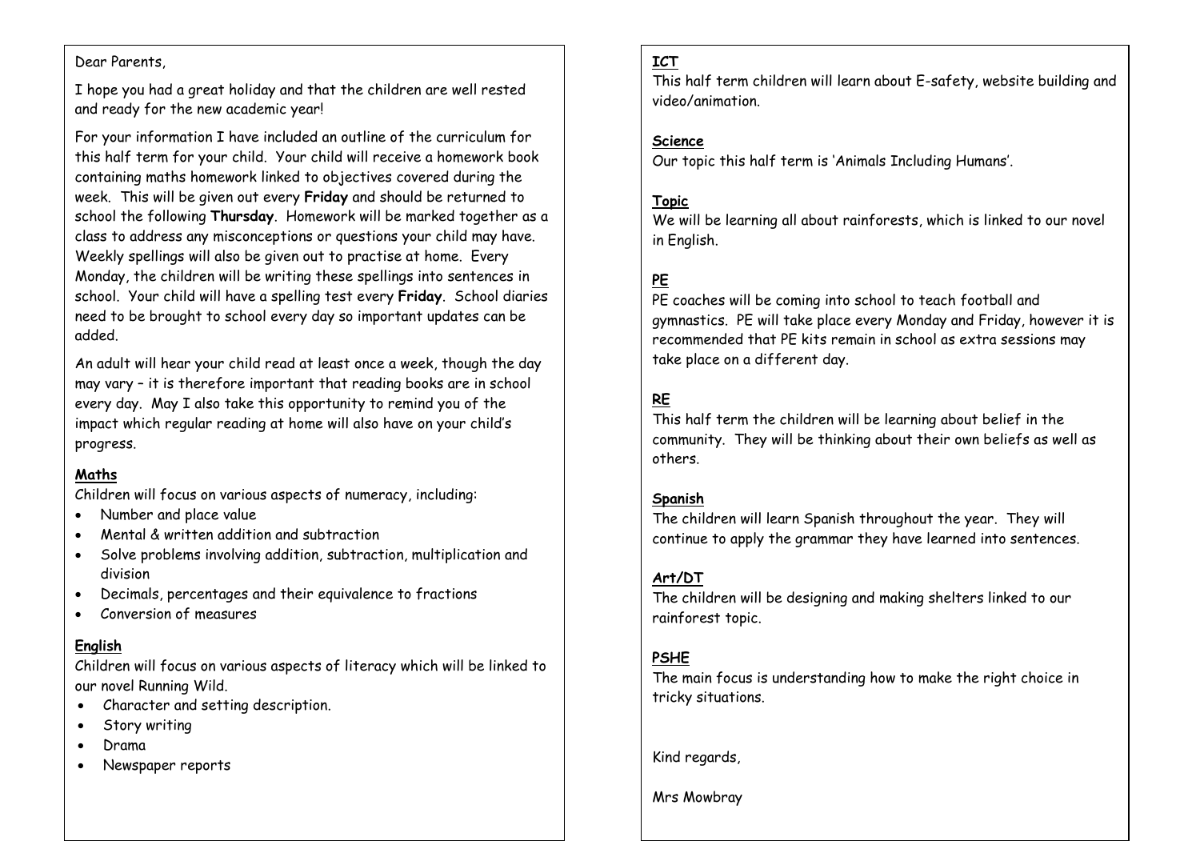Dear Parents,

I hope you had a great holiday and that the children are well rested and ready for the new academic year!

For your information I have included an outline of the curriculum for this half term for your child. Your child will receive a homework book containing maths homework linked to objectives covered during the week. This will be given out every **Friday** and should be returned to school the following **Thursday**. Homework will be marked together as a class to address any misconceptions or questions your child may have. Weekly spellings will also be given out to practise at home. Every Monday, the children will be writing these spellings into sentences in school. Your child will have a spelling test every **Friday**. School diaries need to be brought to school every day so important updates can be added.

An adult will hear your child read at least once a week, though the day may vary – it is therefore important that reading books are in school every day. May I also take this opportunity to remind you of the impact which regular reading at home will also have on your child's progress.

**Maths**

Children will focus on various aspects of numeracy, including:

- Number and place value
- Mental & written addition and subtraction
- Solve problems involving addition, subtraction, multiplication and division
- Decimals, percentages and their equivalence to fractions
- Conversion of measures

**English**

Children will focus on various aspects of literacy which will be linked to our novel Running Wild.

- Character and setting description.
- Story writing
- Drama
- Newspaper reports

**ICT**

This half term children will learn about E-safety, website building and video/animation.

**Science**

Our topic this half term is 'Animals Including Humans'.

**Topic**

We will be learning all about rainforests, which is linked to our novel in English.

**PE**

PE coaches will be coming into school to teach football and gymnastics. PE will take place every Monday and Friday, however it is recommended that PE kits remain in school as extra sessions may take place on a different day.

**RE**

This half term the children will be learning about belief in the community. They will be thinking about their own beliefs as well as others.

**Spanish**

The children will learn Spanish throughout the year. They will continue to apply the grammar they have learned into sentences.

**Art/DT**

The children will be designing and making shelters linked to our rainforest topic.

**PSHE**

The main focus is understanding how to make the right choice in tricky situations.

Kind regards,

Mrs Mowbray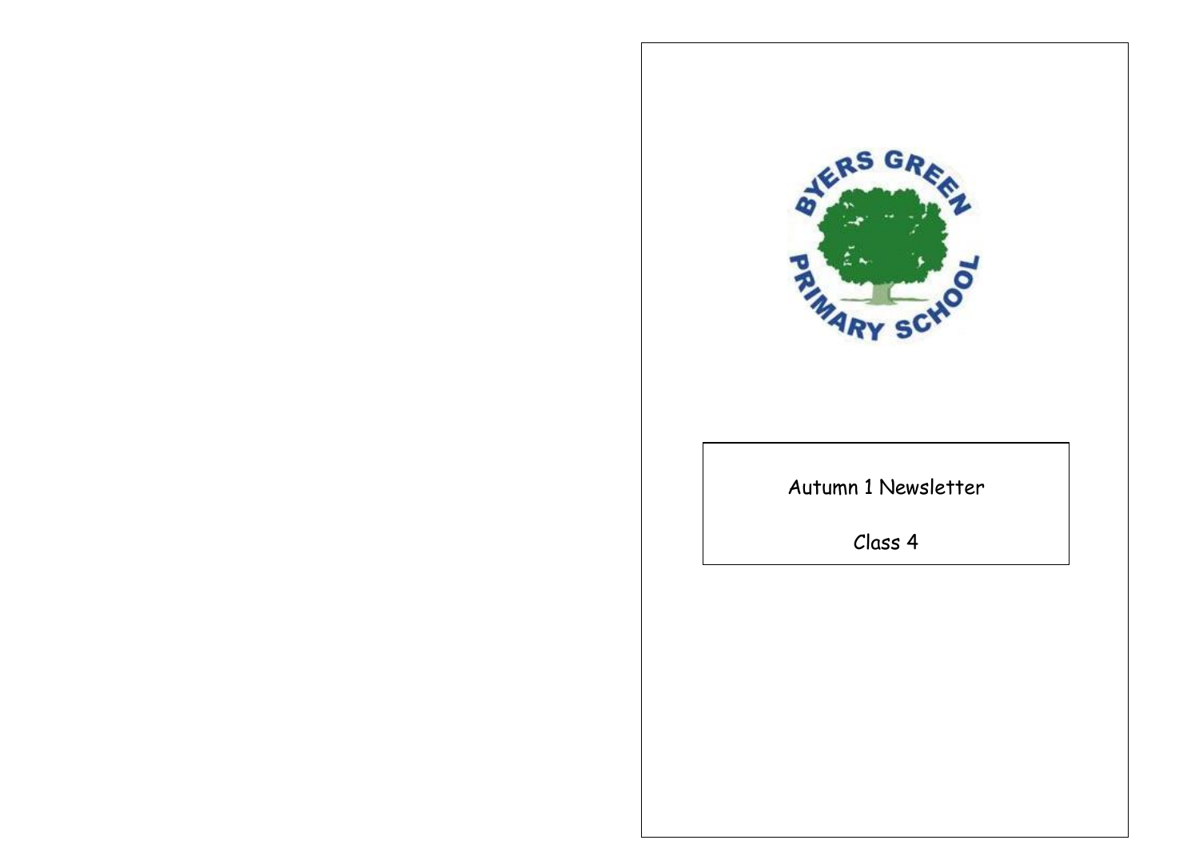BYERS GREEN PRIMARY SCHOOL

Autumn 1 Newsletter

Class 4